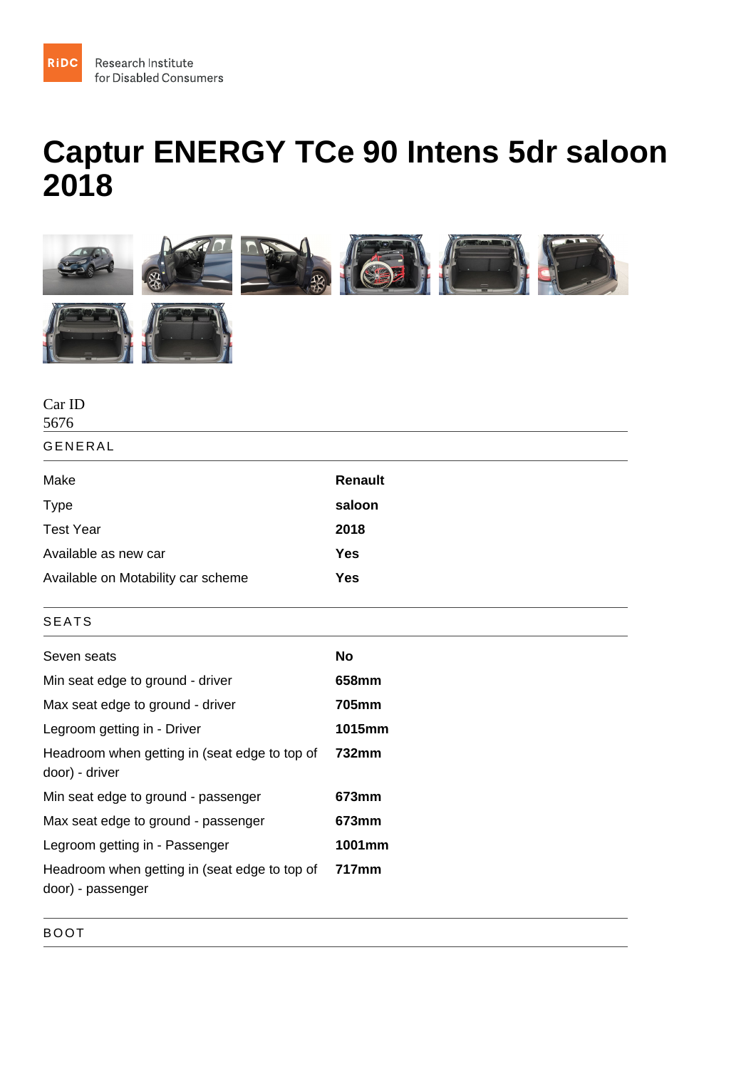RiDC Research Institute for Disabled Consumers

# Captur ENERGY TCe 90 Intens 5dr saloon 2018

Car ID
5676

## GENERAL

| | |
|---|---|
| Make | **Renault** |
| Type | **saloon** |
| Test Year | **2018** |
| Available as new car | **Yes** |
| Available on Motability car scheme | **Yes** |

## SEATS

| | |
|---|---|
| Seven seats | **No** |
| Min seat edge to ground - driver | **658mm** |
| Max seat edge to ground - driver | **705mm** |
| Legroom getting in - Driver | **1015mm** |
| Headroom when getting in (seat edge to top of door) - driver | **732mm** |
| Min seat edge to ground - passenger | **673mm** |
| Max seat edge to ground - passenger | **673mm** |
| Legroom getting in - Passenger | **1001mm** |
| Headroom when getting in (seat edge to top of door) - passenger | **717mm** |

## BOOT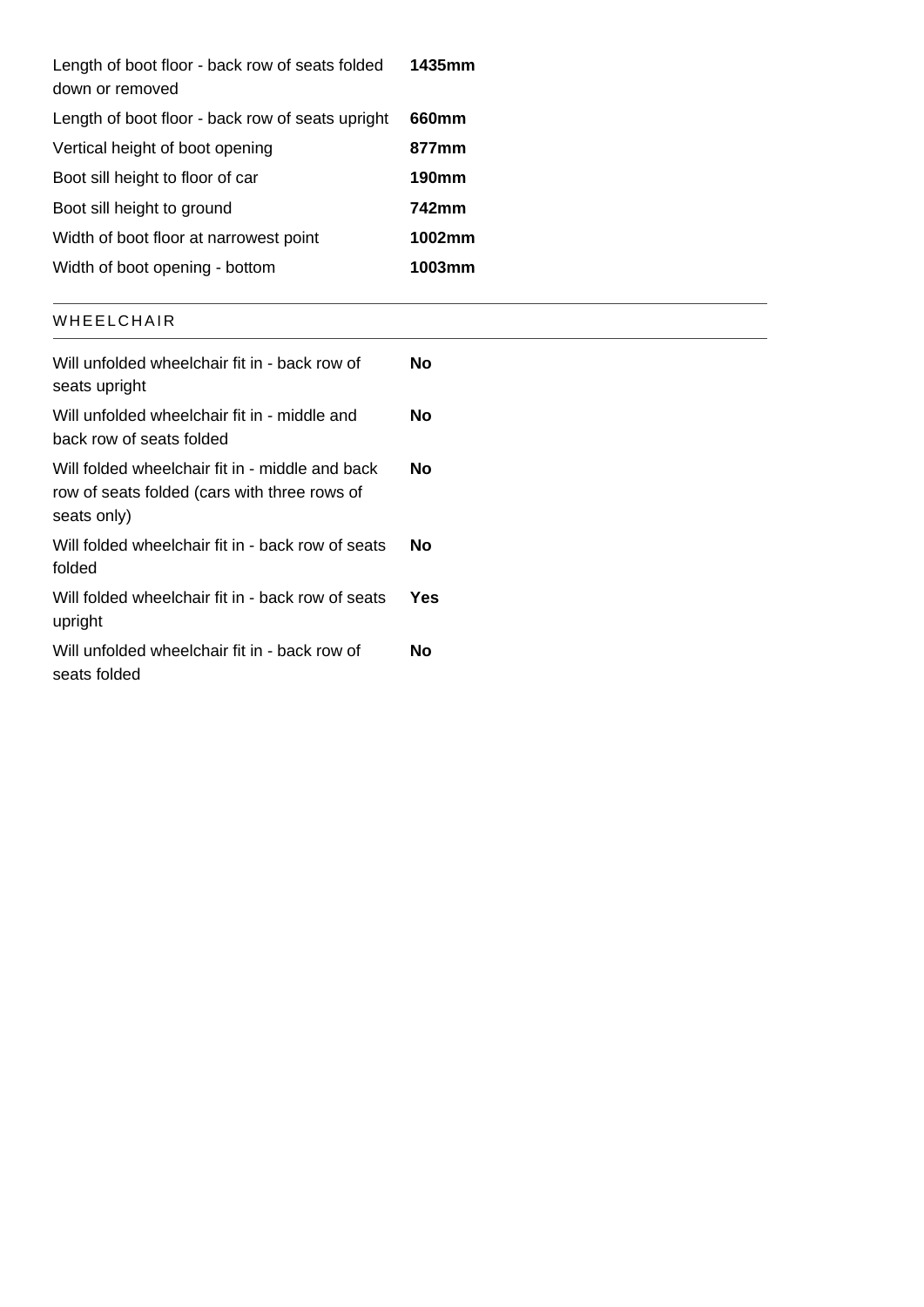| | |
|---|---|
| Length of boot floor - back row of seats folded down or removed | **1435mm** |
| Length of boot floor - back row of seats upright | **660mm** |
| Vertical height of boot opening | **877mm** |
| Boot sill height to floor of car | **190mm** |
| Boot sill height to ground | **742mm** |
| Width of boot floor at narrowest point | **1002mm** |
| Width of boot opening - bottom | **1003mm** |

## WHEELCHAIR

| | |
|---|---|
| Will unfolded wheelchair fit in - back row of seats upright | **No** |
| Will unfolded wheelchair fit in - middle and back row of seats folded | **No** |
| Will folded wheelchair fit in - middle and back row of seats folded (cars with three rows of seats only) | **No** |
| Will folded wheelchair fit in - back row of seats folded | **No** |
| Will folded wheelchair fit in - back row of seats upright | **Yes** |
| Will unfolded wheelchair fit in - back row of seats folded | **No** |